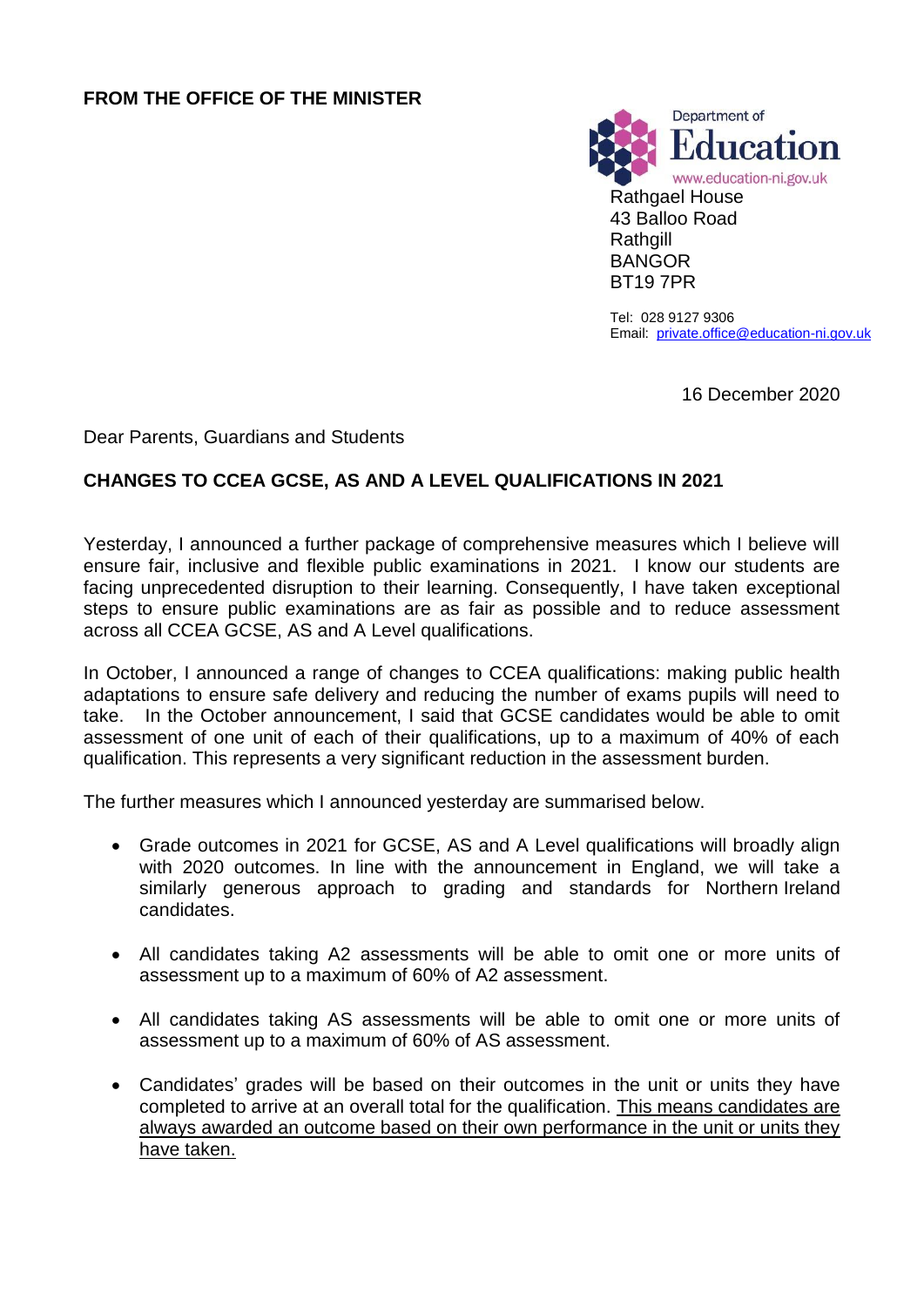**FROM THE OFFICE OF THE MINISTER**

Department of
Education
www.education-ni.gov.uk

Rathgael House
43 Balloo Road
Rathgill
BANGOR
BT19 7PR

Tel: 028 9127 9306
Email: private.office@education-ni.gov.uk

16 December 2020

Dear Parents, Guardians and Students

**CHANGES TO CCEA GCSE, AS AND A LEVEL QUALIFICATIONS IN 2021**

Yesterday, I announced a further package of comprehensive measures which I believe will ensure fair, inclusive and flexible public examinations in 2021. I know our students are facing unprecedented disruption to their learning. Consequently, I have taken exceptional steps to ensure public examinations are as fair as possible and to reduce assessment across all CCEA GCSE, AS and A Level qualifications.

In October, I announced a range of changes to CCEA qualifications: making public health adaptations to ensure safe delivery and reducing the number of exams pupils will need to take. In the October announcement, I said that GCSE candidates would be able to omit assessment of one unit of each of their qualifications, up to a maximum of 40% of each qualification. This represents a very significant reduction in the assessment burden.

The further measures which I announced yesterday are summarised below.

- Grade outcomes in 2021 for GCSE, AS and A Level qualifications will broadly align with 2020 outcomes. In line with the announcement in England, we will take a similarly generous approach to grading and standards for Northern Ireland candidates.

- All candidates taking A2 assessments will be able to omit one or more units of assessment up to a maximum of 60% of A2 assessment.

- All candidates taking AS assessments will be able to omit one or more units of assessment up to a maximum of 60% of AS assessment.

- Candidates' grades will be based on their outcomes in the unit or units they have completed to arrive at an overall total for the qualification. <u>This means candidates are always awarded an outcome based on their own performance in the unit or units they have taken.</u>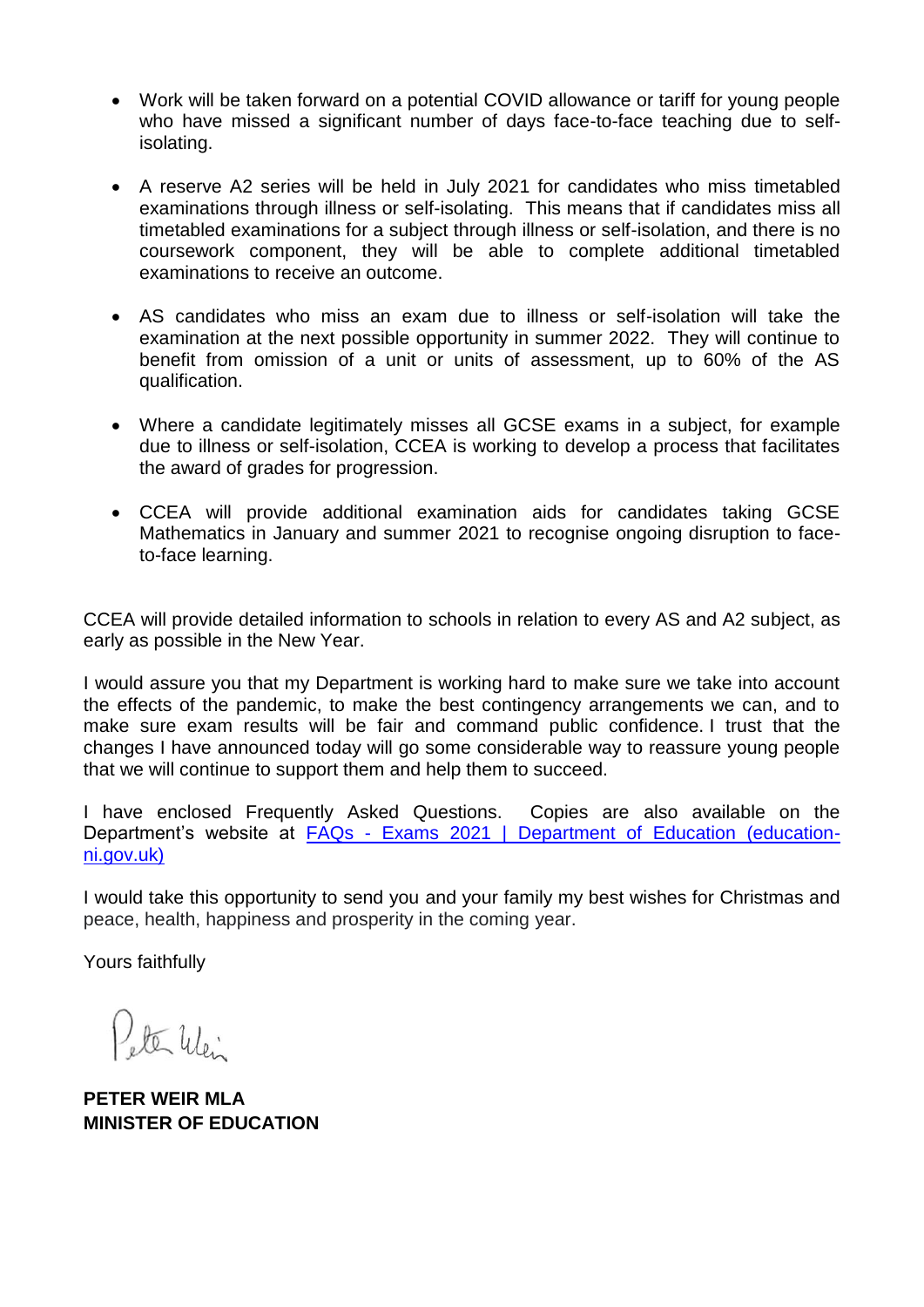- Work will be taken forward on a potential COVID allowance or tariff for young people who have missed a significant number of days face-to-face teaching due to self-isolating.

- A reserve A2 series will be held in July 2021 for candidates who miss timetabled examinations through illness or self-isolating. This means that if candidates miss all timetabled examinations for a subject through illness or self-isolation, and there is no coursework component, they will be able to complete additional timetabled examinations to receive an outcome.

- AS candidates who miss an exam due to illness or self-isolation will take the examination at the next possible opportunity in summer 2022. They will continue to benefit from omission of a unit or units of assessment, up to 60% of the AS qualification.

- Where a candidate legitimately misses all GCSE exams in a subject, for example due to illness or self-isolation, CCEA is working to develop a process that facilitates the award of grades for progression.

- CCEA will provide additional examination aids for candidates taking GCSE Mathematics in January and summer 2021 to recognise ongoing disruption to face-to-face learning.

CCEA will provide detailed information to schools in relation to every AS and A2 subject, as early as possible in the New Year.

I would assure you that my Department is working hard to make sure we take into account the effects of the pandemic, to make the best contingency arrangements we can, and to make sure exam results will be fair and command public confidence. I trust that the changes I have announced today will go some considerable way to reassure young people that we will continue to support them and help them to succeed.

I have enclosed Frequently Asked Questions. Copies are also available on the Department's website at [FAQs - Exams 2021 | Department of Education (education-ni.gov.uk)](https://www.education-ni.gov.uk)

I would take this opportunity to send you and your family my best wishes for Christmas and peace, health, happiness and prosperity in the coming year.

Yours faithfully

Peter Weir

**PETER WEIR MLA**
**MINISTER OF EDUCATION**